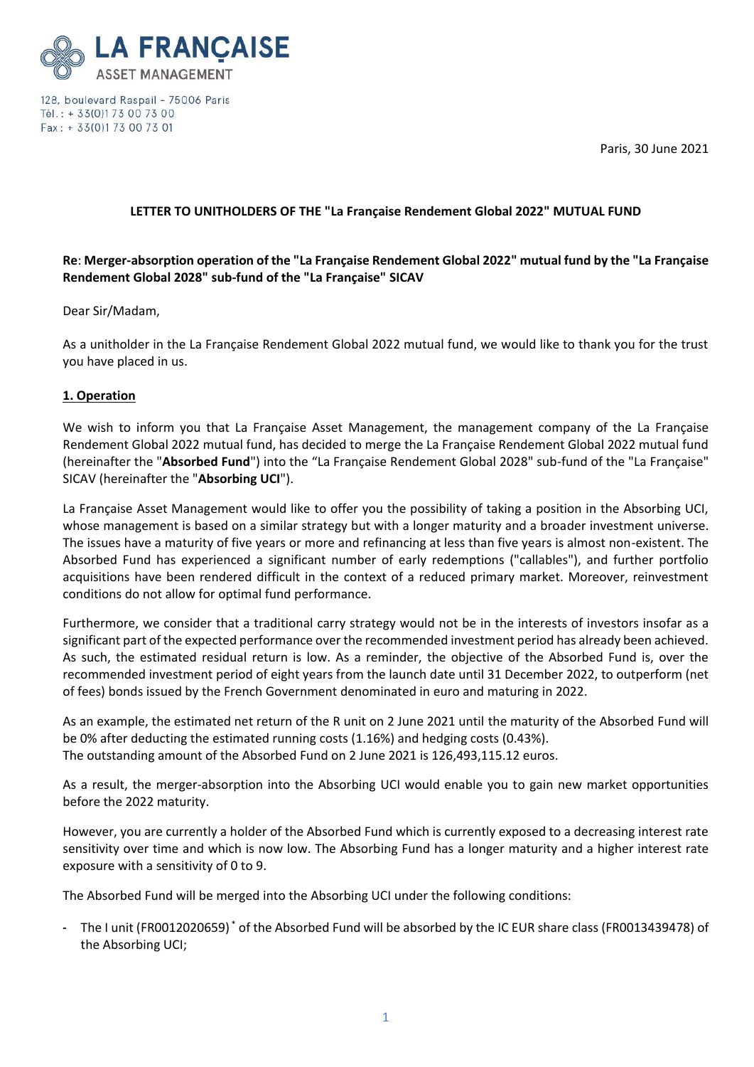**LA FRANÇAISE**
ASSET MANAGEMENT

128, boulevard Raspail - 75006 Paris
Tél. : + 33(0)1 73 00 73 00
Fax : + 33(0)1 73 00 73 01

Paris, 30 June 2021

**LETTER TO UNITHOLDERS OF THE "La Française Rendement Global 2022" MUTUAL FUND**

**Re**: **Merger-absorption operation of the "La Française Rendement Global 2022" mutual fund by the "La Française Rendement Global 2028" sub-fund of the "La Française" SICAV**

Dear Sir/Madam,

As a unitholder in the La Française Rendement Global 2022 mutual fund, we would like to thank you for the trust you have placed in us.

## 1. Operation

We wish to inform you that La Française Asset Management, the management company of the La Française Rendement Global 2022 mutual fund, has decided to merge the La Française Rendement Global 2022 mutual fund (hereinafter the "**Absorbed Fund**") into the "La Française Rendement Global 2028" sub-fund of the "La Française" SICAV (hereinafter the "**Absorbing UCI**").

La Française Asset Management would like to offer you the possibility of taking a position in the Absorbing UCI, whose management is based on a similar strategy but with a longer maturity and a broader investment universe. The issues have a maturity of five years or more and refinancing at less than five years is almost non-existent. The Absorbed Fund has experienced a significant number of early redemptions ("callables"), and further portfolio acquisitions have been rendered difficult in the context of a reduced primary market. Moreover, reinvestment conditions do not allow for optimal fund performance.

Furthermore, we consider that a traditional carry strategy would not be in the interests of investors insofar as a significant part of the expected performance over the recommended investment period has already been achieved. As such, the estimated residual return is low. As a reminder, the objective of the Absorbed Fund is, over the recommended investment period of eight years from the launch date until 31 December 2022, to outperform (net of fees) bonds issued by the French Government denominated in euro and maturing in 2022.

As an example, the estimated net return of the R unit on 2 June 2021 until the maturity of the Absorbed Fund will be 0% after deducting the estimated running costs (1.16%) and hedging costs (0.43%).
The outstanding amount of the Absorbed Fund on 2 June 2021 is 126,493,115.12 euros.

As a result, the merger-absorption into the Absorbing UCI would enable you to gain new market opportunities before the 2022 maturity.

However, you are currently a holder of the Absorbed Fund which is currently exposed to a decreasing interest rate sensitivity over time and which is now low. The Absorbing Fund has a longer maturity and a higher interest rate exposure with a sensitivity of 0 to 9.

The Absorbed Fund will be merged into the Absorbing UCI under the following conditions:

- The I unit (FR0012020659) * of the Absorbed Fund will be absorbed by the IC EUR share class (FR0013439478) of the Absorbing UCI;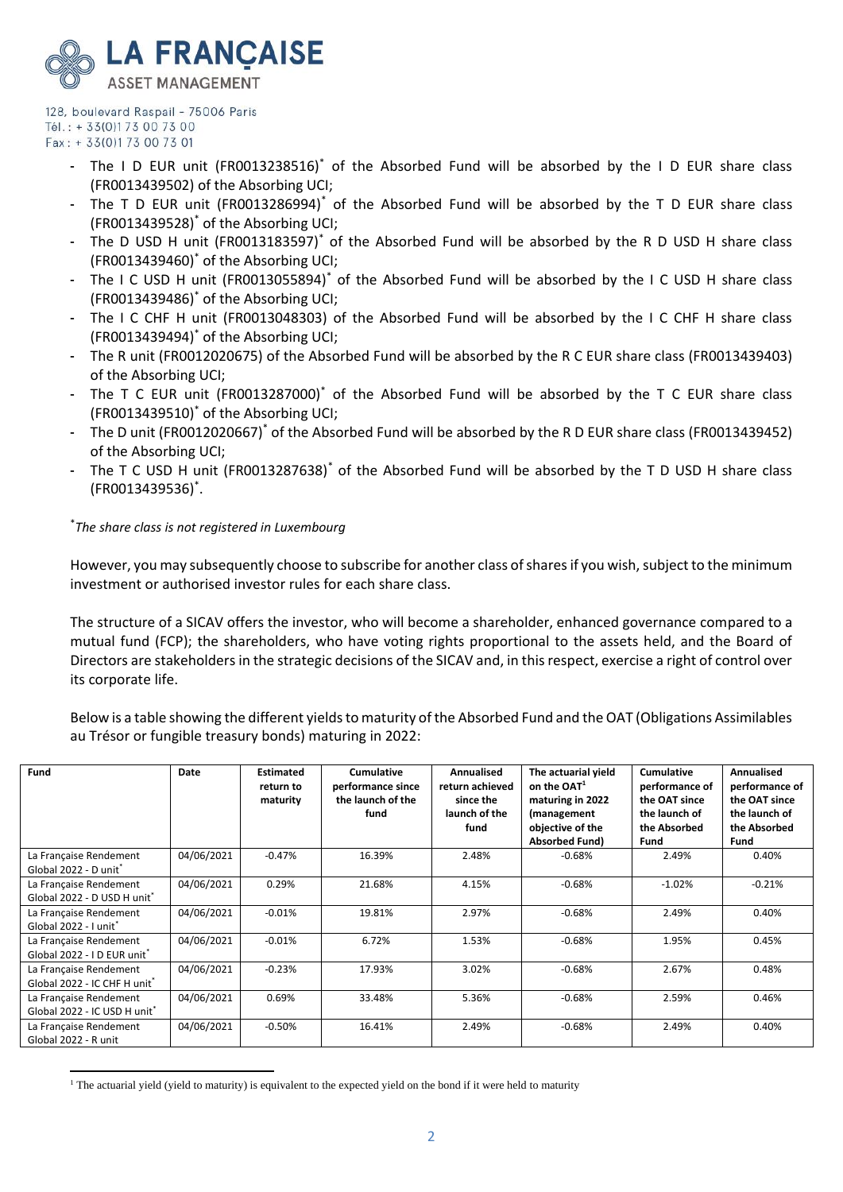- The I D EUR unit (FR0013238516)* of the Absorbed Fund will be absorbed by the I D EUR share class (FR0013439502) of the Absorbing UCI;
- The T D EUR unit (FR0013286994)* of the Absorbed Fund will be absorbed by the T D EUR share class (FR0013439528)* of the Absorbing UCI;
- The D USD H unit (FR0013183597)* of the Absorbed Fund will be absorbed by the R D USD H share class (FR0013439460)* of the Absorbing UCI;
- The I C USD H unit (FR0013055894)* of the Absorbed Fund will be absorbed by the I C USD H share class (FR0013439486)* of the Absorbing UCI;
- The I C CHF H unit (FR0013048303) of the Absorbed Fund will be absorbed by the I C CHF H share class (FR0013439494)* of the Absorbing UCI;
- The R unit (FR0012020675) of the Absorbed Fund will be absorbed by the R C EUR share class (FR0013439403) of the Absorbing UCI;
- The T C EUR unit (FR0013287000)* of the Absorbed Fund will be absorbed by the T C EUR share class (FR0013439510)* of the Absorbing UCI;
- The D unit (FR0012020667)* of the Absorbed Fund will be absorbed by the R D EUR share class (FR0013439452) of the Absorbing UCI;
- The T C USD H unit (FR0013287638)* of the Absorbed Fund will be absorbed by the T D USD H share class (FR0013439536)*.

**\****The share class is not registered in Luxembourg*

However, you may subsequently choose to subscribe for another class of shares if you wish, subject to the minimum investment or authorised investor rules for each share class.

The structure of a SICAV offers the investor, who will become a shareholder, enhanced governance compared to a mutual fund (FCP); the shareholders, who have voting rights proportional to the assets held, and the Board of Directors are stakeholders in the strategic decisions of the SICAV and, in this respect, exercise a right of control over its corporate life.

Below is a table showing the different yields to maturity of the Absorbed Fund and the OAT (Obligations Assimilables au Trésor or fungible treasury bonds) maturing in 2022:

| Fund | Date | Estimated return to maturity | Cumulative performance since the launch of the fund | Annualised return achieved since the launch of the fund | The actuarial yield on the OAT[1] maturing in 2022 (management objective of the Absorbed Fund) | Cumulative performance of the OAT since the launch of the Absorbed Fund | Annualised performance of the OAT since the launch of the Absorbed Fund |
|---|---|---|---|---|---|---|---|
| La Française Rendement Global 2022 - D unit* | 04/06/2021 | -0.47% | 16.39% | 2.48% | -0.68% | 2.49% | 0.40% |
| La Française Rendement Global 2022 - D USD H unit* | 04/06/2021 | 0.29% | 21.68% | 4.15% | -0.68% | -1.02% | -0.21% |
| La Française Rendement Global 2022 - I unit* | 04/06/2021 | -0.01% | 19.81% | 2.97% | -0.68% | 2.49% | 0.40% |
| La Française Rendement Global 2022 - I D EUR unit* | 04/06/2021 | -0.01% | 6.72% | 1.53% | -0.68% | 1.95% | 0.45% |
| La Française Rendement Global 2022 - IC CHF H unit* | 04/06/2021 | -0.23% | 17.93% | 3.02% | -0.68% | 2.67% | 0.48% |
| La Française Rendement Global 2022 - IC USD H unit* | 04/06/2021 | 0.69% | 33.48% | 5.36% | -0.68% | 2.59% | 0.46% |
| La Française Rendement Global 2022 - R unit | 04/06/2021 | -0.50% | 16.41% | 2.49% | -0.68% | 2.49% | 0.40% |

[1] The actuarial yield (yield to maturity) is equivalent to the expected yield on the bond if it were held to maturity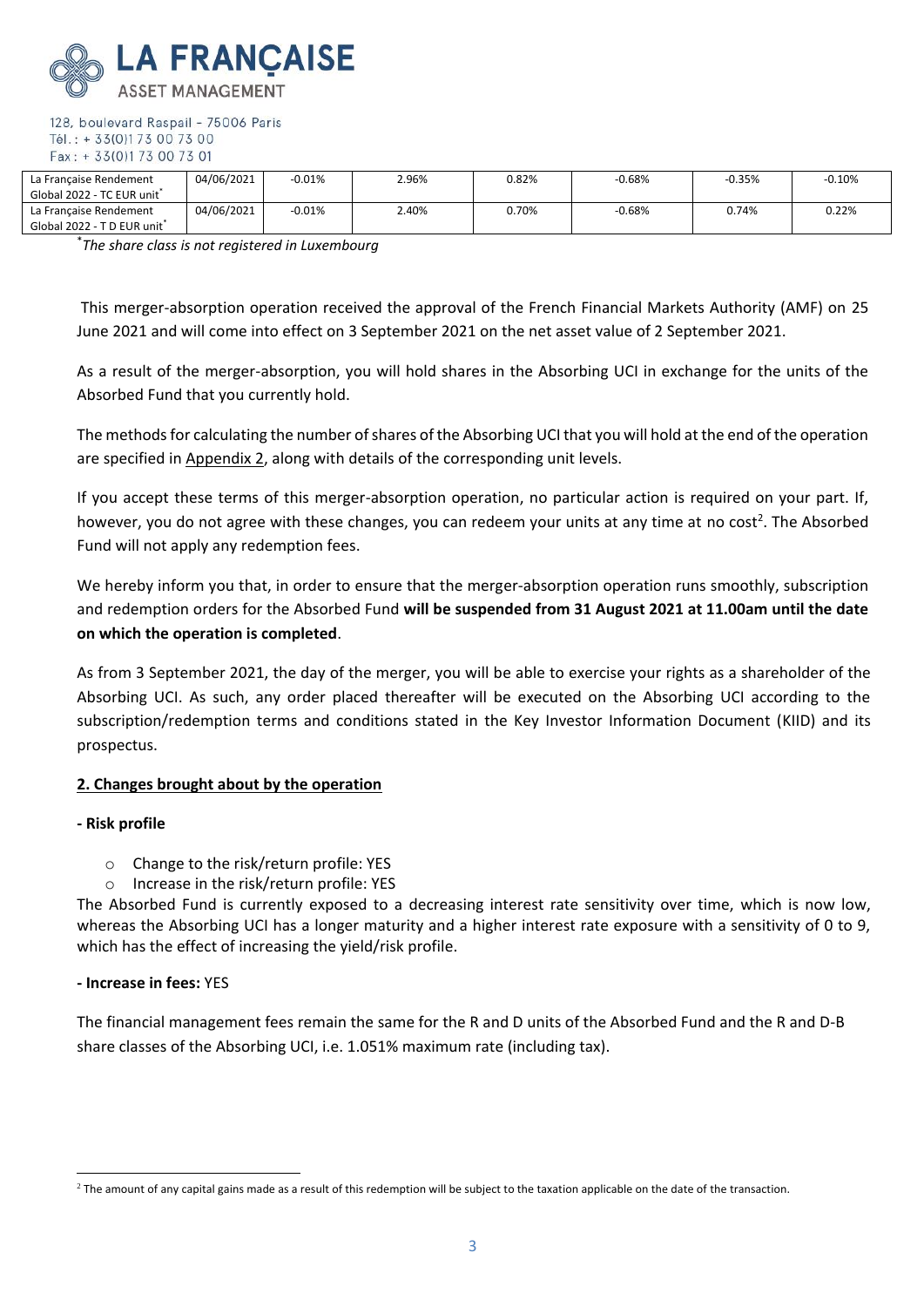| | | | | | | | |
|---|---|---|---|---|---|---|---|
| La Française Rendement Global 2022 - TC EUR unit* | 04/06/2021 | -0.01% | 2.96% | 0.82% | -0.68% | -0.35% | -0.10% |
| La Française Rendement Global 2022 - T D EUR unit* | 04/06/2021 | -0.01% | 2.40% | 0.70% | -0.68% | 0.74% | 0.22% |

*The share class is not registered in Luxembourg*

This merger-absorption operation received the approval of the French Financial Markets Authority (AMF) on 25 June 2021 and will come into effect on 3 September 2021 on the net asset value of 2 September 2021.

As a result of the merger-absorption, you will hold shares in the Absorbing UCI in exchange for the units of the Absorbed Fund that you currently hold.

The methods for calculating the number of shares of the Absorbing UCI that you will hold at the end of the operation are specified in Appendix 2, along with details of the corresponding unit levels.

If you accept these terms of this merger-absorption operation, no particular action is required on your part. If, however, you do not agree with these changes, you can redeem your units at any time at no cost[2]. The Absorbed Fund will not apply any redemption fees.

We hereby inform you that, in order to ensure that the merger-absorption operation runs smoothly, subscription and redemption orders for the Absorbed Fund **will be suspended from 31 August 2021 at 11.00am until the date on which the operation is completed**.

As from 3 September 2021, the day of the merger, you will be able to exercise your rights as a shareholder of the Absorbing UCI. As such, any order placed thereafter will be executed on the Absorbing UCI according to the subscription/redemption terms and conditions stated in the Key Investor Information Document (KIID) and its prospectus.

## 2. Changes brought about by the operation

**- Risk profile**

- Change to the risk/return profile: YES
- Increase in the risk/return profile: YES

The Absorbed Fund is currently exposed to a decreasing interest rate sensitivity over time, which is now low, whereas the Absorbing UCI has a longer maturity and a higher interest rate exposure with a sensitivity of 0 to 9, which has the effect of increasing the yield/risk profile.

**- Increase in fees:** YES

The financial management fees remain the same for the R and D units of the Absorbed Fund and the R and D-B share classes of the Absorbing UCI, i.e. 1.051% maximum rate (including tax).

[2] The amount of any capital gains made as a result of this redemption will be subject to the taxation applicable on the date of the transaction.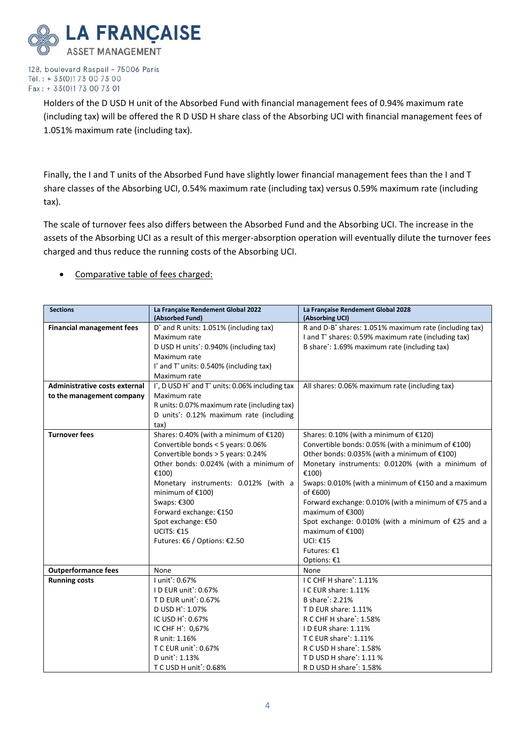Holders of the D USD H unit of the Absorbed Fund with financial management fees of 0.94% maximum rate (including tax) will be offered the R D USD H share class of the Absorbing UCI with financial management fees of 1.051% maximum rate (including tax).

Finally, the I and T units of the Absorbed Fund have slightly lower financial management fees than the I and T share classes of the Absorbing UCI, 0.54% maximum rate (including tax) versus 0.59% maximum rate (including tax).

The scale of turnover fees also differs between the Absorbed Fund and the Absorbing UCI. The increase in the assets of the Absorbing UCI as a result of this merger-absorption operation will eventually dilute the turnover fees charged and thus reduce the running costs of the Absorbing UCI.

- Comparative table of fees charged:

| Sections | La Française Rendement Global 2022 (Absorbed Fund) | La Française Rendement Global 2028 (Absorbing UCI) |
|---|---|---|
| **Financial management fees** | D* and R units: 1.051% (including tax) Maximum rate<br>D USD H units*: 0.940% (including tax) Maximum rate<br>I* and T* units: 0.540% (including tax) Maximum rate | R and D-B* shares: 1.051% maximum rate (including tax)<br>I and T* shares: 0.59% maximum rate (including tax)<br>B share*: 1.69% maximum rate (including tax) |
| **Administrative costs external to the management company** | I*, D USD H* and T* units: 0.06% including tax Maximum rate<br>R units: 0.07% maximum rate (including tax)<br>D units*: 0.12% maximum rate (including tax) | All shares: 0.06% maximum rate (including tax) |
| **Turnover fees** | Shares: 0.40% (with a minimum of €120)<br>Convertible bonds < 5 years: 0.06%<br>Convertible bonds > 5 years: 0.24%<br>Other bonds: 0.024% (with a minimum of €100)<br>Monetary instruments: 0.012% (with a minimum of €100)<br>Swaps: €300<br>Forward exchange: €150<br>Spot exchange: €50<br>UCITS: €15<br>Futures: €6 / Options: €2.50 | Shares: 0.10% (with a minimum of €120)<br>Convertible bonds: 0.05% (with a minimum of €100)<br>Other bonds: 0.035% (with a minimum of €100)<br>Monetary instruments: 0.0120% (with a minimum of €100)<br>Swaps: 0.010% (with a minimum of €150 and a maximum of €600)<br>Forward exchange: 0.010% (with a minimum of €75 and a maximum of €300)<br>Spot exchange: 0.010% (with a minimum of €25 and a maximum of €100)<br>UCI: €15<br>Futures: €1<br>Options: €1 |
| **Outperformance fees** | None | None |
| **Running costs** | I unit*: 0.67%<br>I D EUR unit*: 0.67%<br>T D EUR unit*: 0.67%<br>D USD H*: 1.07%<br>IC USD H*: 0.67%<br>IC CHF H*: 0,67%<br>R unit: 1.16%<br>T C EUR unit*: 0.67%<br>D unit*: 1.13%<br>T C USD H unit*: 0.68% | I C CHF H share*: 1.11%<br>I C EUR share: 1.11%<br>B share*: 2.21%<br>T D EUR share: 1.11%<br>R C CHF H share*: 1.58%<br>I D EUR share: 1.11%<br>T C EUR share*: 1.11%<br>R C USD H share*: 1.58%<br>T D USD H share*: 1.11 %<br>R D USD H share*: 1.58% |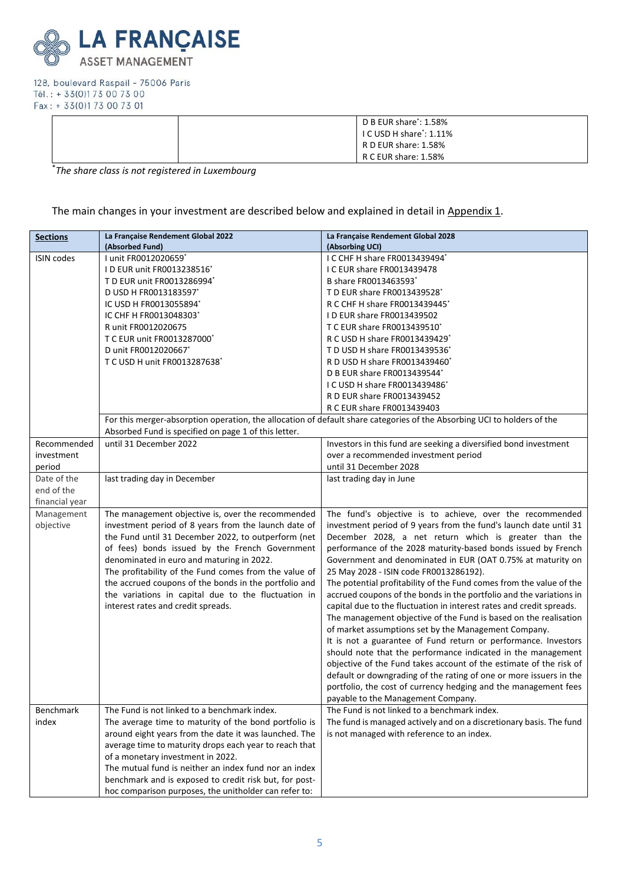| | | D B EUR share*: 1.58%<br>I C USD H share*: 1.11%<br>R D EUR share: 1.58%<br>R C EUR share: 1.58% |
|---|---|---|

*The share class is not registered in Luxembourg*

The main changes in your investment are described below and explained in detail in Appendix 1.

| **Sections** | **La Française Rendement Global 2022 (Absorbed Fund)** | **La Française Rendement Global 2028 (Absorbing UCI)** |
|---|---|---|
| ISIN codes | I unit FR0012020659*<br>I D EUR unit FR0013238516*<br>T D EUR unit FR0013286994*<br>D USD H FR0013183597*<br>IC USD H FR0013055894*<br>IC CHF H FR0013048303*<br>R unit FR0012020675<br>T C EUR unit FR0013287000*<br>D unit FR0012020667*<br>T C USD H unit FR0013287638* | I C CHF H share FR0013439494*<br>I C EUR share FR0013439478<br>B share FR0013463593*<br>T D EUR share FR0013439528*<br>R C CHF H share FR0013439445*<br>I D EUR share FR0013439502<br>T C EUR share FR0013439510*<br>R C USD H share FR0013439429*<br>T D USD H share FR0013439536*<br>R D USD H share FR0013439460*<br>D B EUR share FR0013439544*<br>I C USD H share FR0013439486*<br>R D EUR share FR0013439452<br>R C EUR share FR0013439403 |
| | For this merger-absorption operation, the allocation of default share categories of the Absorbing UCI to holders of the Absorbed Fund is specified on page 1 of this letter. | |
| Recommended investment period | until 31 December 2022 | Investors in this fund are seeking a diversified bond investment over a recommended investment period until 31 December 2028 |
| Date of the end of the financial year | last trading day in December | last trading day in June |
| Management objective | The management objective is, over the recommended investment period of 8 years from the launch date of the Fund until 31 December 2022, to outperform (net of fees) bonds issued by the French Government denominated in euro and maturing in 2022.<br>The profitability of the Fund comes from the value of the accrued coupons of the bonds in the portfolio and the variations in capital due to the fluctuation in interest rates and credit spreads. | The fund's objective is to achieve, over the recommended investment period of 9 years from the fund's launch date until 31 December 2028, a net return which is greater than the performance of the 2028 maturity-based bonds issued by French Government and denominated in EUR (OAT 0.75% at maturity on 25 May 2028 - ISIN code FR0013286192).<br>The potential profitability of the Fund comes from the value of the accrued coupons of the bonds in the portfolio and the variations in capital due to the fluctuation in interest rates and credit spreads.<br>The management objective of the Fund is based on the realisation of market assumptions set by the Management Company.<br>It is not a guarantee of Fund return or performance. Investors should note that the performance indicated in the management objective of the Fund takes account of the estimate of the risk of default or downgrading of the rating of one or more issuers in the portfolio, the cost of currency hedging and the management fees payable to the Management Company. |
| Benchmark index | The Fund is not linked to a benchmark index.<br>The average time to maturity of the bond portfolio is around eight years from the date it was launched. The average time to maturity drops each year to reach that of a monetary investment in 2022.<br>The mutual fund is neither an index fund nor an index benchmark and is exposed to credit risk but, for post-hoc comparison purposes, the unitholder can refer to: | The Fund is not linked to a benchmark index.<br>The fund is managed actively and on a discretionary basis. The fund is not managed with reference to an index. |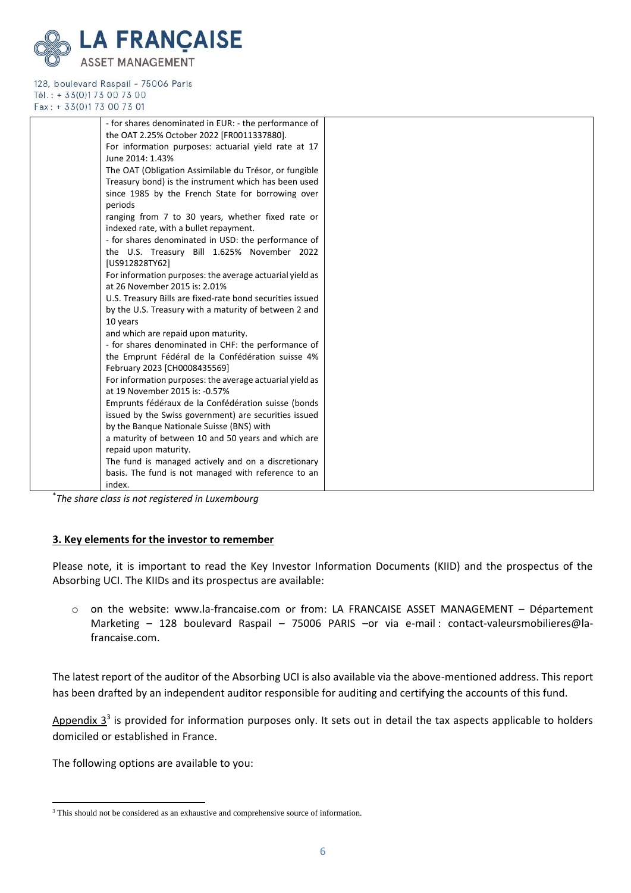| | | |
|---|---|---|
| | - for shares denominated in EUR: - the performance of the OAT 2.25% October 2022 [FR0011337880]. For information purposes: actuarial yield rate at 17 June 2014: 1.43% The OAT (Obligation Assimilable du Trésor, or fungible Treasury bond) is the instrument which has been used since 1985 by the French State for borrowing over periods ranging from 7 to 30 years, whether fixed rate or indexed rate, with a bullet repayment. - for shares denominated in USD: the performance of the U.S. Treasury Bill 1.625% November 2022 [US912828TY62] For information purposes: the average actuarial yield as at 26 November 2015 is: 2.01% U.S. Treasury Bills are fixed-rate bond securities issued by the U.S. Treasury with a maturity of between 2 and 10 years and which are repaid upon maturity. - for shares denominated in CHF: the performance of the Emprunt Fédéral de la Confédération suisse 4% February 2023 [CH0008435569] For information purposes: the average actuarial yield as at 19 November 2015 is: -0.57% Emprunts fédéraux de la Confédération suisse (bonds issued by the Swiss government) are securities issued by the Banque Nationale Suisse (BNS) with a maturity of between 10 and 50 years and which are repaid upon maturity. The fund is managed actively and on a discretionary basis. The fund is not managed with reference to an index. | |

*\*The share class is not registered in Luxembourg*

## 3. Key elements for the investor to remember

Please note, it is important to read the Key Investor Information Documents (KIID) and the prospectus of the Absorbing UCI. The KIIDs and its prospectus are available:

- on the website: www.la-francaise.com or from: LA FRANCAISE ASSET MANAGEMENT – Département Marketing – 128 boulevard Raspail – 75006 PARIS –or via e-mail : contact-valeursmobilieres@la-francaise.com.

The latest report of the auditor of the Absorbing UCI is also available via the above-mentioned address. This report has been drafted by an independent auditor responsible for auditing and certifying the accounts of this fund.

Appendix 3[3] is provided for information purposes only. It sets out in detail the tax aspects applicable to holders domiciled or established in France.

The following options are available to you:

[3] This should not be considered as an exhaustive and comprehensive source of information.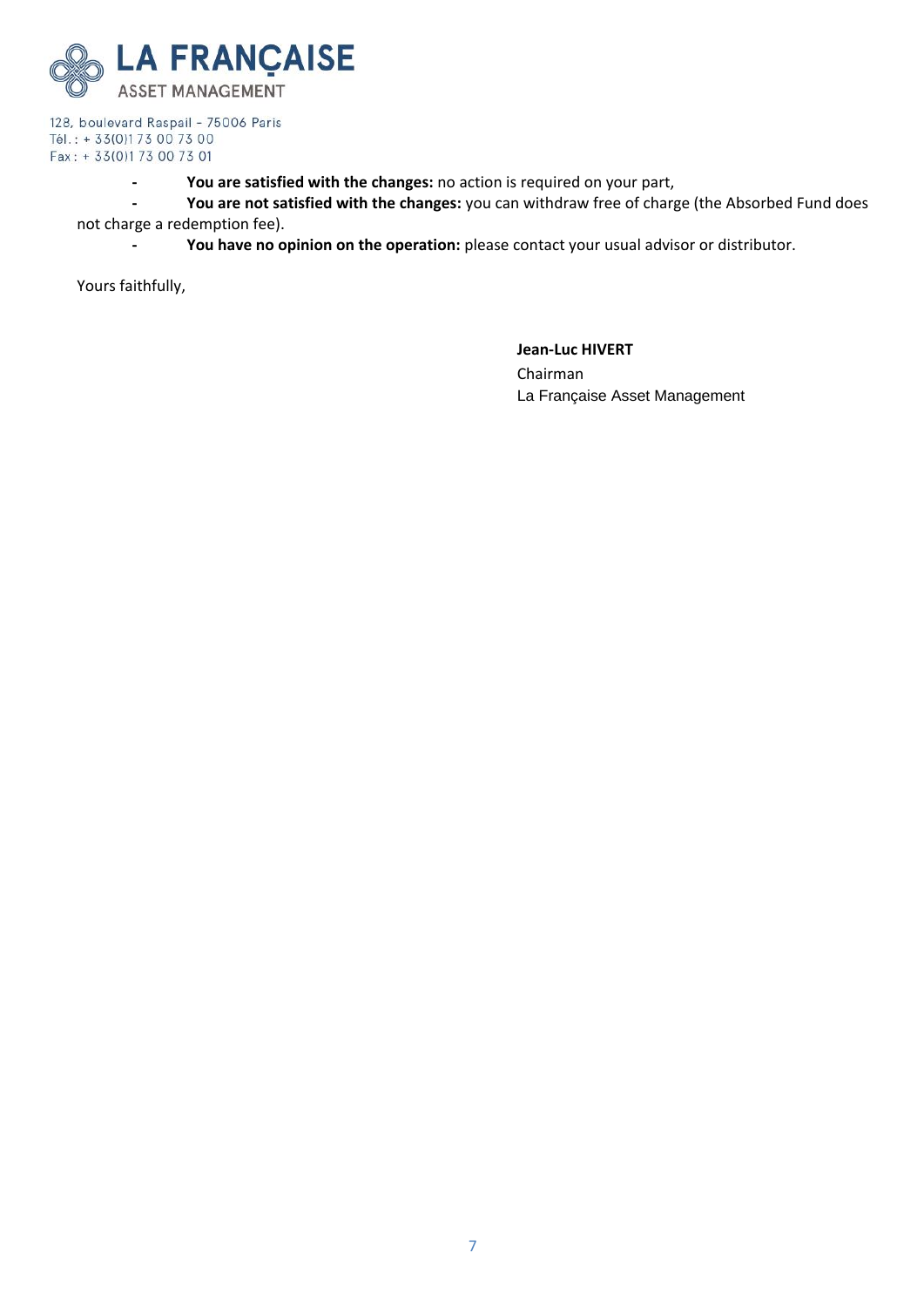**LA FRANÇAISE**
ASSET MANAGEMENT

128, boulevard Raspail - 75006 Paris
Tél. : + 33(0)1 73 00 73 00
Fax : + 33(0)1 73 00 73 01

- **You are satisfied with the changes:** no action is required on your part,
- **You are not satisfied with the changes:** you can withdraw free of charge (the Absorbed Fund does not charge a redemption fee).
- **You have no opinion on the operation:** please contact your usual advisor or distributor.

Yours faithfully,

**Jean-Luc HIVERT**
Chairman
La Française Asset Management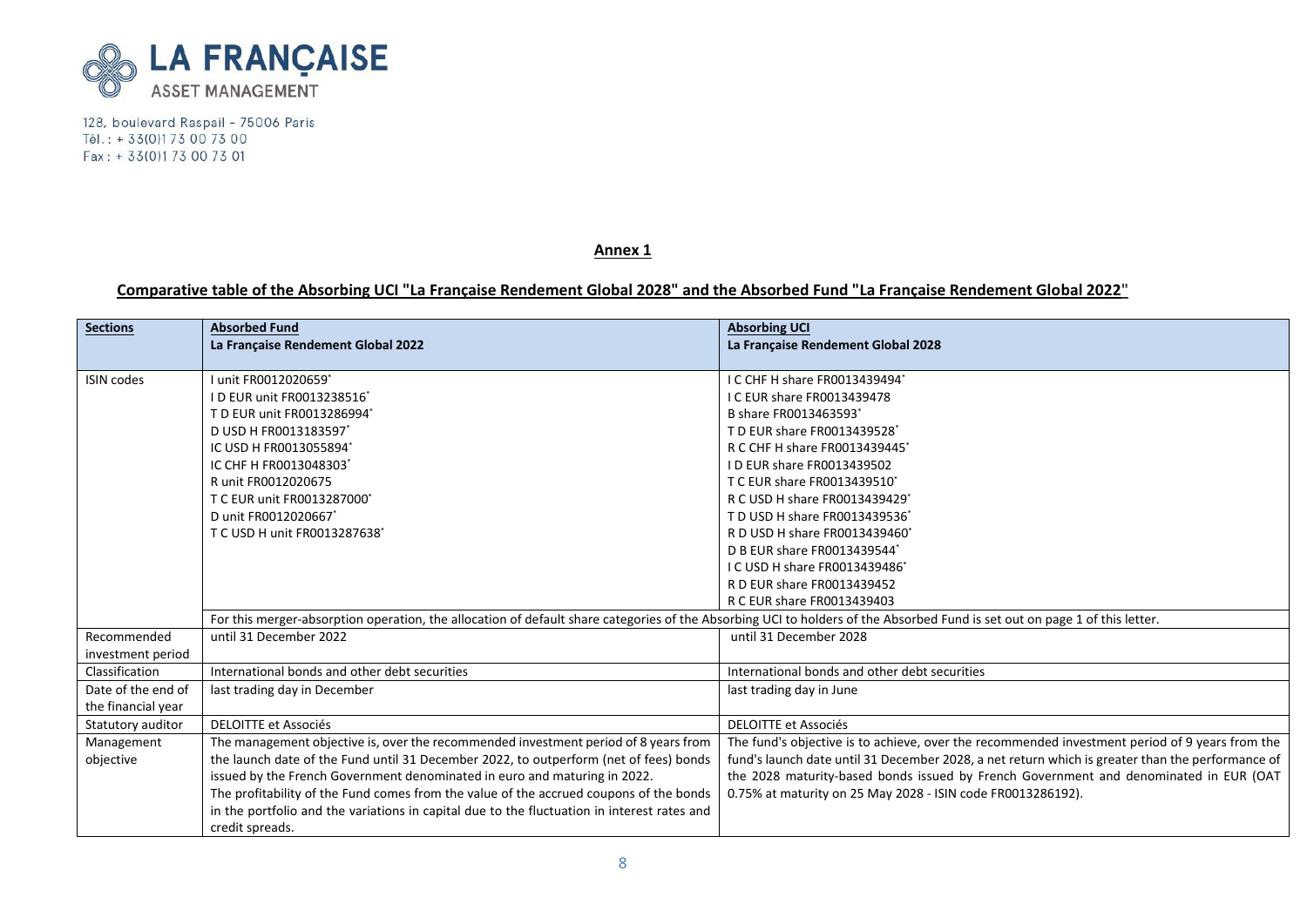LA FRANÇAISE
ASSET MANAGEMENT

128, boulevard Raspail - 75006 Paris
Tél. : + 33(0)1 73 00 73 00
Fax : + 33(0)1 73 00 73 01

**Annex 1**

**Comparative table of the Absorbing UCI "La Française Rendement Global 2028" and the Absorbed Fund "La Française Rendement Global 2022"**

| **Sections** | **Absorbed Fund**<br>**La Française Rendement Global 2022** | **Absorbing UCI**<br>**La Française Rendement Global 2028** |
|---|---|---|
| ISIN codes | I unit FR0012020659*<br>I D EUR unit FR0013238516*<br>T D EUR unit FR0013286994*<br>D USD H FR0013183597*<br>IC USD H FR0013055894*<br>IC CHF H FR0013048303*<br>R unit FR0012020675<br>T C EUR unit FR0013287000*<br>D unit FR0012020667*<br>T C USD H unit FR0013287638* | I C CHF H share FR0013439494*<br>I C EUR share FR0013439478<br>B share FR0013463593*<br>T D EUR share FR0013439528*<br>R C CHF H share FR0013439445*<br>I D EUR share FR0013439502<br>T C EUR share FR0013439510*<br>R C USD H share FR0013439429*<br>T D USD H share FR0013439536*<br>R D USD H share FR0013439460*<br>D B EUR share FR0013439544*<br>I C USD H share FR0013439486*<br>R D EUR share FR0013439452<br>R C EUR share FR0013439403 |
| | For this merger-absorption operation, the allocation of default share categories of the Absorbing UCI to holders of the Absorbed Fund is set out on page 1 of this letter. | |
| Recommended investment period | until 31 December 2022 | until 31 December 2028 |
| Classification | International bonds and other debt securities | International bonds and other debt securities |
| Date of the end of the financial year | last trading day in December | last trading day in June |
| Statutory auditor | DELOITTE et Associés | DELOITTE et Associés |
| Management objective | The management objective is, over the recommended investment period of 8 years from the launch date of the Fund until 31 December 2022, to outperform (net of fees) bonds issued by the French Government denominated in euro and maturing in 2022.<br>The profitability of the Fund comes from the value of the accrued coupons of the bonds in the portfolio and the variations in capital due to the fluctuation in interest rates and credit spreads. | The fund's objective is to achieve, over the recommended investment period of 9 years from the fund's launch date until 31 December 2028, a net return which is greater than the performance of the 2028 maturity-based bonds issued by French Government and denominated in EUR (OAT 0.75% at maturity on 25 May 2028 - ISIN code FR0013286192). |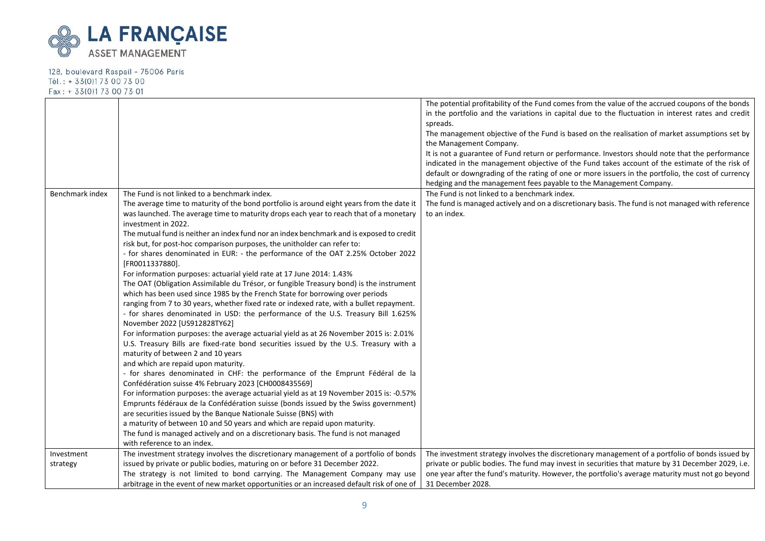| | | |
|---|---|---|
| | | The potential profitability of the Fund comes from the value of the accrued coupons of the bonds in the portfolio and the variations in capital due to the fluctuation in interest rates and credit spreads.<br>The management objective of the Fund is based on the realisation of market assumptions set by the Management Company.<br>It is not a guarantee of Fund return or performance. Investors should note that the performance indicated in the management objective of the Fund takes account of the estimate of the risk of default or downgrading of the rating of one or more issuers in the portfolio, the cost of currency hedging and the management fees payable to the Management Company. |
| Benchmark index | The Fund is not linked to a benchmark index.<br>The average time to maturity of the bond portfolio is around eight years from the date it was launched. The average time to maturity drops each year to reach that of a monetary investment in 2022.<br>The mutual fund is neither an index fund nor an index benchmark and is exposed to credit risk but, for post-hoc comparison purposes, the unitholder can refer to:<br>- for shares denominated in EUR: - the performance of the OAT 2.25% October 2022 [FR0011337880].<br>For information purposes: actuarial yield rate at 17 June 2014: 1.43%<br>The OAT (Obligation Assimilable du Trésor, or fungible Treasury bond) is the instrument which has been used since 1985 by the French State for borrowing over periods ranging from 7 to 30 years, whether fixed rate or indexed rate, with a bullet repayment.<br>- for shares denominated in USD: the performance of the U.S. Treasury Bill 1.625% November 2022 [US912828TY62]<br>For information purposes: the average actuarial yield as at 26 November 2015 is: 2.01%<br>U.S. Treasury Bills are fixed-rate bond securities issued by the U.S. Treasury with a maturity of between 2 and 10 years and which are repaid upon maturity.<br>- for shares denominated in CHF: the performance of the Emprunt Fédéral de la Confédération suisse 4% February 2023 [CH0008435569]<br>For information purposes: the average actuarial yield as at 19 November 2015 is: -0.57%<br>Emprunts fédéraux de la Confédération suisse (bonds issued by the Swiss government) are securities issued by the Banque Nationale Suisse (BNS) with a maturity of between 10 and 50 years and which are repaid upon maturity.<br>The fund is managed actively and on a discretionary basis. The fund is not managed with reference to an index. | The Fund is not linked to a benchmark index.<br>The fund is managed actively and on a discretionary basis. The fund is not managed with reference to an index. |
| Investment strategy | The investment strategy involves the discretionary management of a portfolio of bonds issued by private or public bodies, maturing on or before 31 December 2022.<br>The strategy is not limited to bond carrying. The Management Company may use arbitrage in the event of new market opportunities or an increased default risk of one of | The investment strategy involves the discretionary management of a portfolio of bonds issued by private or public bodies. The fund may invest in securities that mature by 31 December 2029, i.e. one year after the fund's maturity. However, the portfolio's average maturity must not go beyond 31 December 2028. |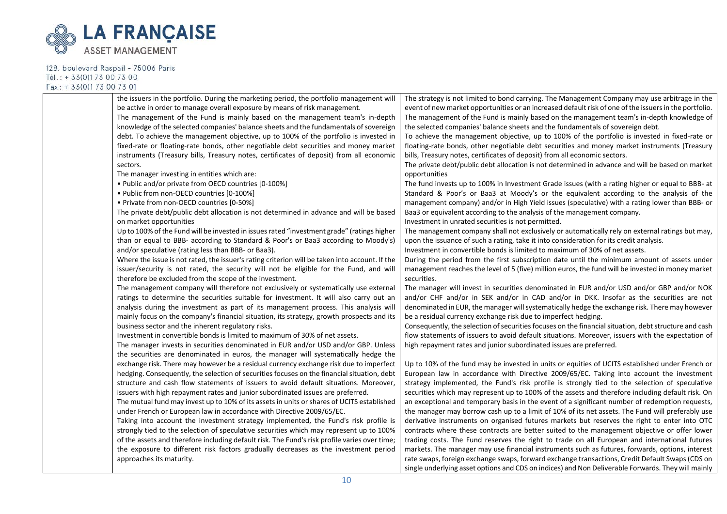| | | |
|---|---|---|
| | the issuers in the portfolio. During the marketing period, the portfolio management will be active in order to manage overall exposure by means of risk management. The management of the Fund is mainly based on the management team's in-depth knowledge of the selected companies' balance sheets and the fundamentals of sovereign debt. To achieve the management objective, up to 100% of the portfolio is invested in fixed-rate or floating-rate bonds, other negotiable debt securities and money market instruments (Treasury bills, Treasury notes, certificates of deposit) from all economic sectors.<br>The manager investing in entities which are:<br>• Public and/or private from OECD countries [0-100%]<br>• Public from non-OECD countries [0-100%]<br>• Private from non-OECD countries [0-50%]<br>The private debt/public debt allocation is not determined in advance and will be based on market opportunities<br>Up to 100% of the Fund will be invested in issues rated "investment grade" (ratings higher than or equal to BBB- according to Standard & Poor's or Baa3 according to Moody's) and/or speculative (rating less than BBB- or Baa3).<br>Where the issue is not rated, the issuer's rating criterion will be taken into account. If the issuer/security is not rated, the security will not be eligible for the Fund, and will therefore be excluded from the scope of the investment.<br>The management company will therefore not exclusively or systematically use external ratings to determine the securities suitable for investment. It will also carry out an analysis during the investment as part of its management process. This analysis will mainly focus on the company's financial situation, its strategy, growth prospects and its business sector and the inherent regulatory risks.<br>Investment in convertible bonds is limited to maximum of 30% of net assets.<br>The manager invests in securities denominated in EUR and/or USD and/or GBP. Unless the securities are denominated in euros, the manager will systematically hedge the exchange risk. There may however be a residual currency exchange risk due to imperfect hedging. Consequently, the selection of securities focuses on the financial situation, debt structure and cash flow statements of issuers to avoid default situations. Moreover, issuers with high repayment rates and junior subordinated issues are preferred.<br>The mutual fund may invest up to 10% of its assets in units or shares of UCITS established under French or European law in accordance with Directive 2009/65/EC.<br>Taking into account the investment strategy implemented, the Fund's risk profile is strongly tied to the selection of speculative securities which may represent up to 100% of the assets and therefore including default risk. The Fund's risk profile varies over time; the exposure to different risk factors gradually decreases as the investment period approaches its maturity. | The strategy is not limited to bond carrying. The Management Company may use arbitrage in the event of new market opportunities or an increased default risk of one of the issuers in the portfolio. The management of the Fund is mainly based on the management team's in-depth knowledge of the selected companies' balance sheets and the fundamentals of sovereign debt.<br>To achieve the management objective, up to 100% of the portfolio is invested in fixed-rate or floating-rate bonds, other negotiable debt securities and money market instruments (Treasury bills, Treasury notes, certificates of deposit) from all economic sectors.<br>The private debt/public debt allocation is not determined in advance and will be based on market opportunities<br>The fund invests up to 100% in Investment Grade issues (with a rating higher or equal to BBB- at Standard & Poor's or Baa3 at Moody's or the equivalent according to the analysis of the management company) and/or in High Yield issues (speculative) with a rating lower than BBB- or Baa3 or equivalent according to the analysis of the management company.<br>Investment in unrated securities is not permitted.<br>The management company shall not exclusively or automatically rely on external ratings but may, upon the issuance of such a rating, take it into consideration for its credit analysis.<br>Investment in convertible bonds is limited to maximum of 30% of net assets.<br>During the period from the first subscription date until the minimum amount of assets under management reaches the level of 5 (five) million euros, the fund will be invested in money market securities.<br>The manager will invest in securities denominated in EUR and/or USD and/or GBP and/or NOK and/or CHF and/or in SEK and/or in CAD and/or in DKK. Insofar as the securities are not denominated in EUR, the manager will systematically hedge the exchange risk. There may however be a residual currency exchange risk due to imperfect hedging.<br>Consequently, the selection of securities focuses on the financial situation, debt structure and cash flow statements of issuers to avoid default situations. Moreover, issuers with the expectation of high repayment rates and junior subordinated issues are preferred.<br><br>Up to 10% of the fund may be invested in units or equities of UCITS established under French or European law in accordance with Directive 2009/65/EC. Taking into account the investment strategy implemented, the Fund's risk profile is strongly tied to the selection of speculative securities which may represent up to 100% of the assets and therefore including default risk. On an exceptional and temporary basis in the event of a significant number of redemption requests, the manager may borrow cash up to a limit of 10% of its net assets. The Fund will preferably use derivative instruments on organised futures markets but reserves the right to enter into OTC contracts where these contracts are better suited to the management objective or offer lower trading costs. The Fund reserves the right to trade on all European and international futures markets. The manager may use financial instruments such as futures, forwards, options, interest rate swaps, foreign exchange swaps, forward exchange transactions, Credit Default Swaps (CDS on single underlying asset options and CDS on indices) and Non Deliverable Forwards. They will mainly |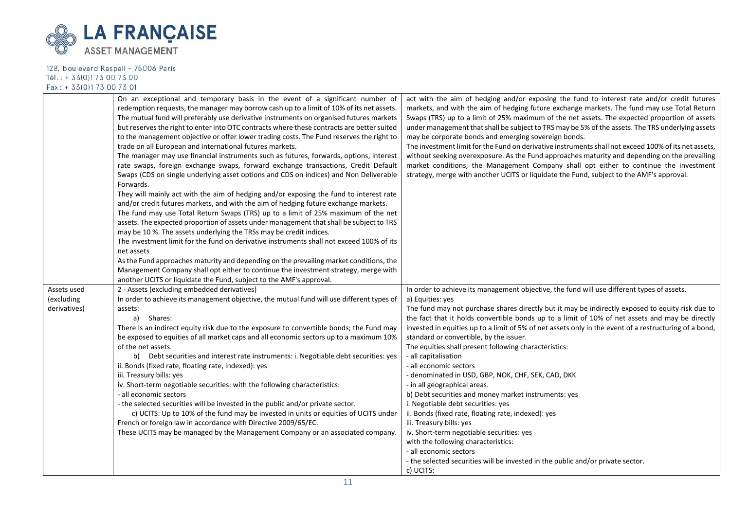| | | |
|---|---|---|
| | On an exceptional and temporary basis in the event of a significant number of redemption requests, the manager may borrow cash up to a limit of 10% of its net assets.<br>The mutual fund will preferably use derivative instruments on organised futures markets but reserves the right to enter into OTC contracts where these contracts are better suited to the management objective or offer lower trading costs. The Fund reserves the right to trade on all European and international futures markets.<br>The manager may use financial instruments such as futures, forwards, options, interest rate swaps, foreign exchange swaps, forward exchange transactions, Credit Default Swaps (CDS on single underlying asset options and CDS on indices) and Non Deliverable Forwards.<br>They will mainly act with the aim of hedging and/or exposing the fund to interest rate and/or credit futures markets, and with the aim of hedging future exchange markets.<br>The fund may use Total Return Swaps (TRS) up to a limit of 25% maximum of the net assets. The expected proportion of assets under management that shall be subject to TRS may be 10 %. The assets underlying the TRSs may be credit indices.<br>The investment limit for the fund on derivative instruments shall not exceed 100% of its net assets<br>As the Fund approaches maturity and depending on the prevailing market conditions, the Management Company shall opt either to continue the investment strategy, merge with another UCITS or liquidate the Fund, subject to the AMF's approval. | act with the aim of hedging and/or exposing the fund to interest rate and/or credit futures markets, and with the aim of hedging future exchange markets. The fund may use Total Return Swaps (TRS) up to a limit of 25% maximum of the net assets. The expected proportion of assets under management that shall be subject to TRS may be 5% of the assets. The TRS underlying assets may be corporate bonds and emerging sovereign bonds.<br>The investment limit for the Fund on derivative instruments shall not exceed 100% of its net assets, without seeking overexposure. As the Fund approaches maturity and depending on the prevailing market conditions, the Management Company shall opt either to continue the investment strategy, merge with another UCITS or liquidate the Fund, subject to the AMF's approval. |
| Assets used (excluding derivatives) | 2 - Assets (excluding embedded derivatives)<br>In order to achieve its management objective, the mutual fund will use different types of assets:<br>a) Shares:<br>There is an indirect equity risk due to the exposure to convertible bonds; the Fund may be exposed to equities of all market caps and all economic sectors up to a maximum 10% of the net assets.<br>b) Debt securities and interest rate instruments: i. Negotiable debt securities: yes<br>ii. Bonds (fixed rate, floating rate, indexed): yes<br>iii. Treasury bills: yes<br>iv. Short-term negotiable securities: with the following characteristics:<br>- all economic sectors<br>- the selected securities will be invested in the public and/or private sector.<br>c) UCITS: Up to 10% of the fund may be invested in units or equities of UCITS under French or foreign law in accordance with Directive 2009/65/EC.<br>These UCITS may be managed by the Management Company or an associated company. | In order to achieve its management objective, the fund will use different types of assets.<br>a) Equities: yes<br>The fund may not purchase shares directly but it may be indirectly exposed to equity risk due to the fact that it holds convertible bonds up to a limit of 10% of net assets and may be directly invested in equities up to a limit of 5% of net assets only in the event of a restructuring of a bond, standard or convertible, by the issuer.<br>The equities shall present following characteristics:<br>- all capitalisation<br>- all economic sectors<br>- denominated in USD, GBP, NOK, CHF, SEK, CAD, DKK<br>- in all geographical areas.<br>b) Debt securities and money market instruments: yes<br>i. Negotiable debt securities: yes<br>ii. Bonds (fixed rate, floating rate, indexed): yes<br>iii. Treasury bills: yes<br>iv. Short-term negotiable securities: yes<br>with the following characteristics:<br>- all economic sectors<br>- the selected securities will be invested in the public and/or private sector.<br>c) UCITS: |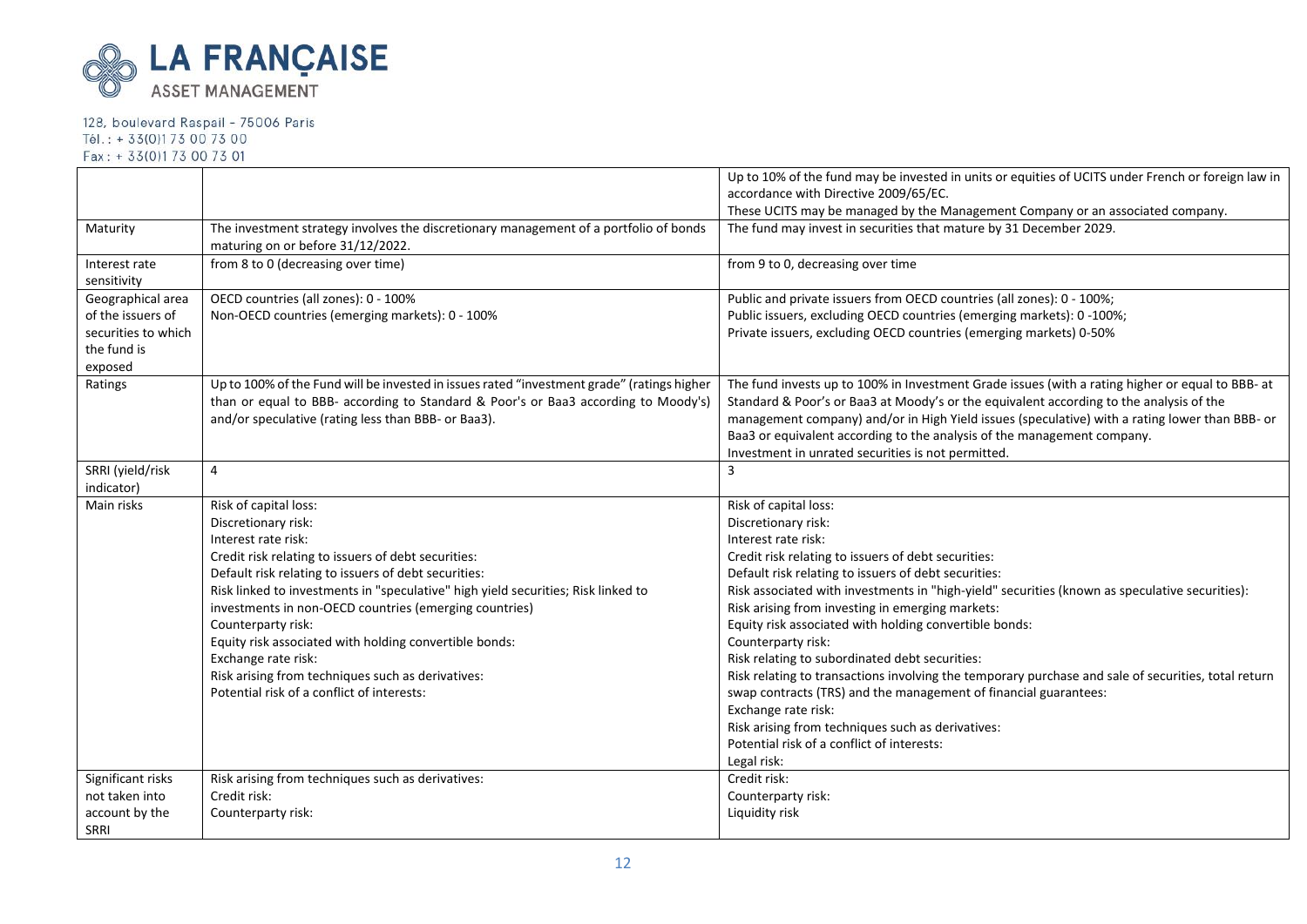LA FRANÇAISE
ASSET MANAGEMENT

128, boulevard Raspail - 75006 Paris
Tél. : + 33(0)1 73 00 73 00
Fax : + 33(0)1 73 00 73 01

| | | |
|---|---|---|
| | | Up to 10% of the fund may be invested in units or equities of UCITS under French or foreign law in accordance with Directive 2009/65/EC.<br>These UCITS may be managed by the Management Company or an associated company. |
| Maturity | The investment strategy involves the discretionary management of a portfolio of bonds maturing on or before 31/12/2022. | The fund may invest in securities that mature by 31 December 2029. |
| Interest rate sensitivity | from 8 to 0 (decreasing over time) | from 9 to 0, decreasing over time |
| Geographical area of the issuers of securities to which the fund is exposed | OECD countries (all zones): 0 - 100%<br>Non-OECD countries (emerging markets): 0 - 100% | Public and private issuers from OECD countries (all zones): 0 - 100%;<br>Public issuers, excluding OECD countries (emerging markets): 0 -100%;<br>Private issuers, excluding OECD countries (emerging markets) 0-50% |
| Ratings | Up to 100% of the Fund will be invested in issues rated "investment grade" (ratings higher than or equal to BBB- according to Standard & Poor's or Baa3 according to Moody's) and/or speculative (rating less than BBB- or Baa3). | The fund invests up to 100% in Investment Grade issues (with a rating higher or equal to BBB- at Standard & Poor's or Baa3 at Moody's or the equivalent according to the analysis of the management company) and/or in High Yield issues (speculative) with a rating lower than BBB- or Baa3 or equivalent according to the analysis of the management company.<br>Investment in unrated securities is not permitted. |
| SRRI (yield/risk indicator) | 4 | 3 |
| Main risks | Risk of capital loss:<br>Discretionary risk:<br>Interest rate risk:<br>Credit risk relating to issuers of debt securities:<br>Default risk relating to issuers of debt securities:<br>Risk linked to investments in "speculative" high yield securities; Risk linked to investments in non-OECD countries (emerging countries)<br>Counterparty risk:<br>Equity risk associated with holding convertible bonds:<br>Exchange rate risk:<br>Risk arising from techniques such as derivatives:<br>Potential risk of a conflict of interests: | Risk of capital loss:<br>Discretionary risk:<br>Interest rate risk:<br>Credit risk relating to issuers of debt securities:<br>Default risk relating to issuers of debt securities:<br>Risk associated with investments in "high-yield" securities (known as speculative securities):<br>Risk arising from investing in emerging markets:<br>Equity risk associated with holding convertible bonds:<br>Counterparty risk:<br>Risk relating to subordinated debt securities:<br>Risk relating to transactions involving the temporary purchase and sale of securities, total return swap contracts (TRS) and the management of financial guarantees:<br>Exchange rate risk:<br>Risk arising from techniques such as derivatives:<br>Potential risk of a conflict of interests:<br>Legal risk: |
| Significant risks not taken into account by the SRRI | Risk arising from techniques such as derivatives:<br>Credit risk:<br>Counterparty risk: | Credit risk:<br>Counterparty risk:<br>Liquidity risk |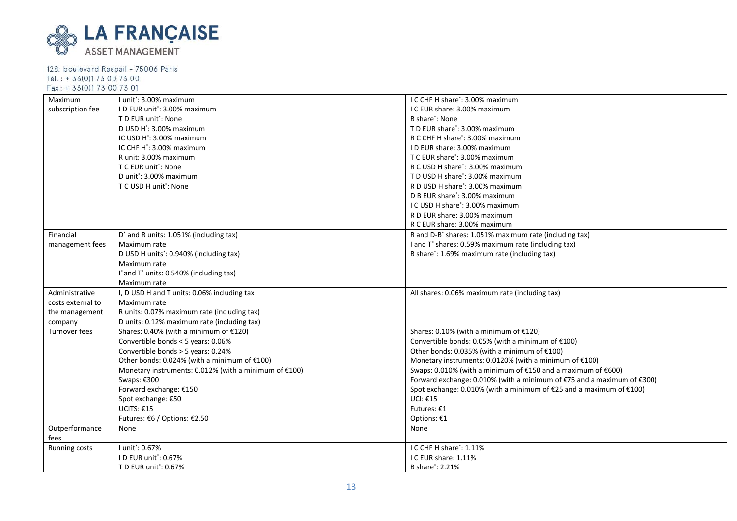LA FRANÇAISE
ASSET MANAGEMENT

128, boulevard Raspail - 75006 Paris
Tél. : + 33(0)1 73 00 73 00
Fax : + 33(0)1 73 00 73 01

| | | |
|---|---|---|
| Maximum subscription fee | I unit*: 3.00% maximum<br>I D EUR unit*: 3.00% maximum<br>T D EUR unit*: None<br>D USD H*: 3.00% maximum<br>IC USD H*: 3.00% maximum<br>IC CHF H*: 3.00% maximum<br>R unit: 3.00% maximum<br>T C EUR unit*: None<br>D unit*: 3.00% maximum<br>T C USD H unit*: None | I C CHF H share*: 3.00% maximum<br>I C EUR share: 3.00% maximum<br>B share*: None<br>T D EUR share*: 3.00% maximum<br>R C CHF H share*: 3.00% maximum<br>I D EUR share: 3.00% maximum<br>T C EUR share*: 3.00% maximum<br>R C USD H share*: 3.00% maximum<br>T D USD H share*: 3.00% maximum<br>R D USD H share*: 3.00% maximum<br>D B EUR share*: 3.00% maximum<br>I C USD H share*: 3.00% maximum<br>R D EUR share: 3.00% maximum<br>R C EUR share: 3.00% maximum |
| Financial management fees | D* and R units: 1.051% (including tax)<br>Maximum rate<br>D USD H units*: 0.940% (including tax)<br>Maximum rate<br>I* and T* units: 0.540% (including tax)<br>Maximum rate | R and D-B* shares: 1.051% maximum rate (including tax)<br>I and T* shares: 0.59% maximum rate (including tax)<br>B share*: 1.69% maximum rate (including tax) |
| Administrative costs external to the management company | I, D USD H and T units: 0.06% including tax<br>Maximum rate<br>R units: 0.07% maximum rate (including tax)<br>D units: 0.12% maximum rate (including tax) | All shares: 0.06% maximum rate (including tax) |
| Turnover fees | Shares: 0.40% (with a minimum of €120)<br>Convertible bonds < 5 years: 0.06%<br>Convertible bonds > 5 years: 0.24%<br>Other bonds: 0.024% (with a minimum of €100)<br>Monetary instruments: 0.012% (with a minimum of €100)<br>Swaps: €300<br>Forward exchange: €150<br>Spot exchange: €50<br>UCITS: €15<br>Futures: €6 / Options: €2.50 | Shares: 0.10% (with a minimum of €120)<br>Convertible bonds: 0.05% (with a minimum of €100)<br>Other bonds: 0.035% (with a minimum of €100)<br>Monetary instruments: 0.0120% (with a minimum of €100)<br>Swaps: 0.010% (with a minimum of €150 and a maximum of €600)<br>Forward exchange: 0.010% (with a minimum of €75 and a maximum of €300)<br>Spot exchange: 0.010% (with a minimum of €25 and a maximum of €100)<br>UCI: €15<br>Futures: €1<br>Options: €1 |
| Outperformance fees | None | None |
| Running costs | I unit*: 0.67%<br>I D EUR unit*: 0.67%<br>T D EUR unit*: 0.67% | I C CHF H share*: 1.11%<br>I C EUR share: 1.11%<br>B share*: 2.21% |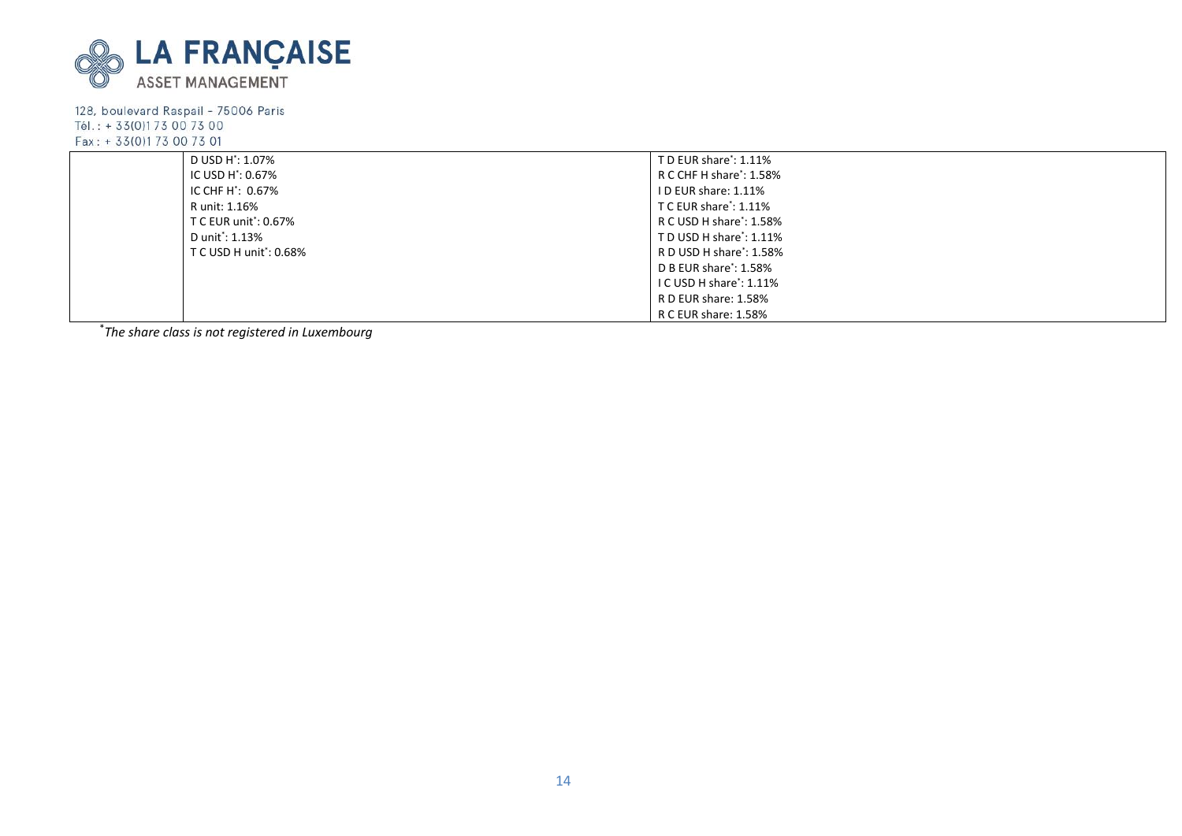LA FRANÇAISE
ASSET MANAGEMENT

128, boulevard Raspail - 75006 Paris
Tél. : + 33(0)1 73 00 73 00
Fax : + 33(0)1 73 00 73 01

| | | |
|---|---|---|
| | D USD H*: 1.07% | T D EUR share*: 1.11% |
| | IC USD H*: 0.67% | R C CHF H share*: 1.58% |
| | IC CHF H*: 0.67% | I D EUR share: 1.11% |
| | R unit: 1.16% | T C EUR share*: 1.11% |
| | T C EUR unit*: 0.67% | R C USD H share*: 1.58% |
| | D unit*: 1.13% | T D USD H share*: 1.11% |
| | T C USD H unit*: 0.68% | R D USD H share*: 1.58% |
| | | D B EUR share*: 1.58% |
| | | I C USD H share*: 1.11% |
| | | R D EUR share: 1.58% |
| | | R C EUR share: 1.58% |

**The share class is not registered in Luxembourg*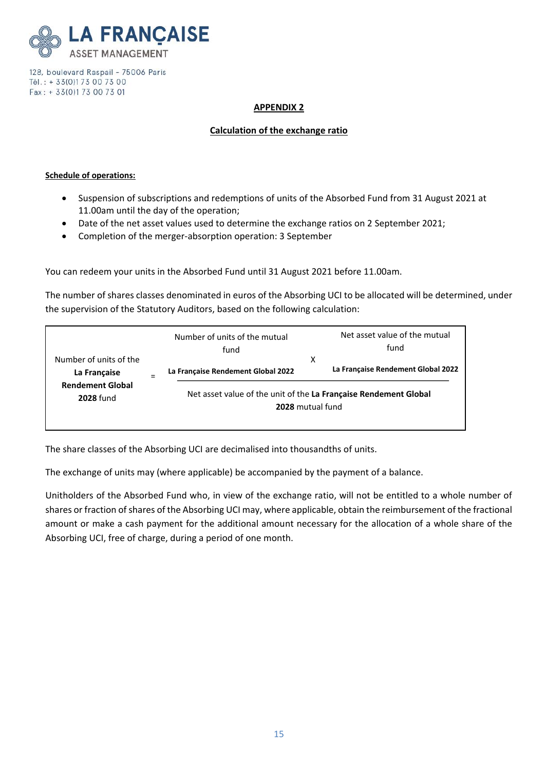## APPENDIX 2

## Calculation of the exchange ratio

**Schedule of operations:**

- Suspension of subscriptions and redemptions of units of the Absorbed Fund from 31 August 2021 at 11.00am until the day of the operation;
- Date of the net asset values used to determine the exchange ratios on 2 September 2021;
- Completion of the merger-absorption operation: 3 September

You can redeem your units in the Absorbed Fund until 31 August 2021 before 11.00am.

The number of shares classes denominated in euros of the Absorbing UCI to be allocated will be determined, under the supervision of the Statutory Auditors, based on the following calculation:

$$\text{Number of units of the } \textbf{La Française Rendement Global 2028} \text{ fund} = \frac{\text{Number of units of the mutual fund } \textbf{La Française Rendement Global 2022} \times \text{Net asset value of the mutual fund } \textbf{La Française Rendement Global 2022}}{\text{Net asset value of the unit of the } \textbf{La Française Rendement Global 2028} \text{ mutual fund}}$$

The share classes of the Absorbing UCI are decimalised into thousandths of units.

The exchange of units may (where applicable) be accompanied by the payment of a balance.

Unitholders of the Absorbed Fund who, in view of the exchange ratio, will not be entitled to a whole number of shares or fraction of shares of the Absorbing UCI may, where applicable, obtain the reimbursement of the fractional amount or make a cash payment for the additional amount necessary for the allocation of a whole share of the Absorbing UCI, free of charge, during a period of one month.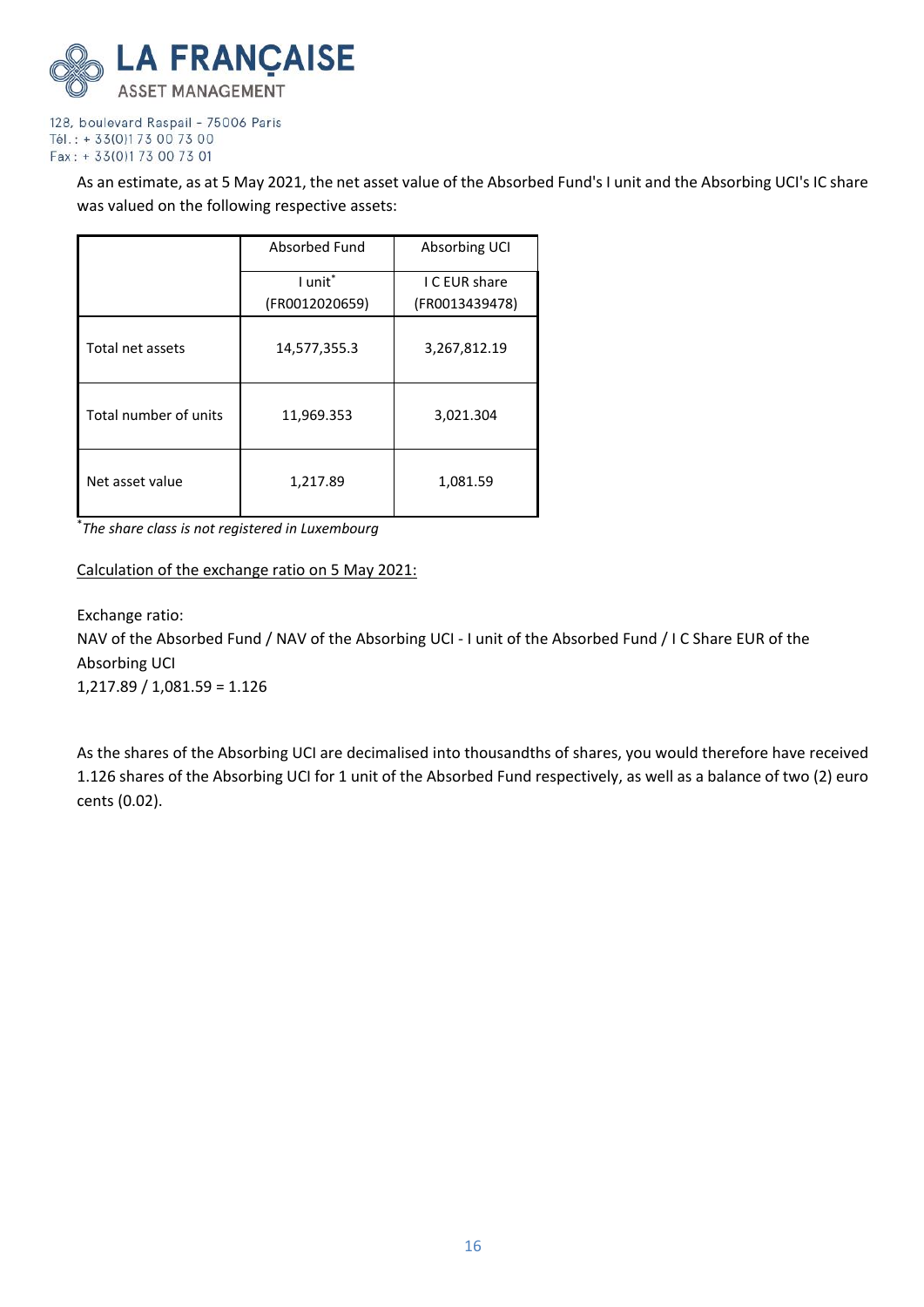As an estimate, as at 5 May 2021, the net asset value of the Absorbed Fund's I unit and the Absorbing UCI's IC share was valued on the following respective assets:

| | Absorbed Fund | Absorbing UCI |
|---|---|---|
| | I unit* (FR0012020659) | I C EUR share (FR0013439478) |
| Total net assets | 14,577,355.3 | 3,267,812.19 |
| Total number of units | 11,969.353 | 3,021.304 |
| Net asset value | 1,217.89 | 1,081.59 |

**The share class is not registered in Luxembourg*

<u>Calculation of the exchange ratio on 5 May 2021:</u>

Exchange ratio:
NAV of the Absorbed Fund / NAV of the Absorbing UCI - I unit of the Absorbed Fund / I C Share EUR of the Absorbing UCI
1,217.89 / 1,081.59 = 1.126

As the shares of the Absorbing UCI are decimalised into thousandths of shares, you would therefore have received 1.126 shares of the Absorbing UCI for 1 unit of the Absorbed Fund respectively, as well as a balance of two (2) euro cents (0.02).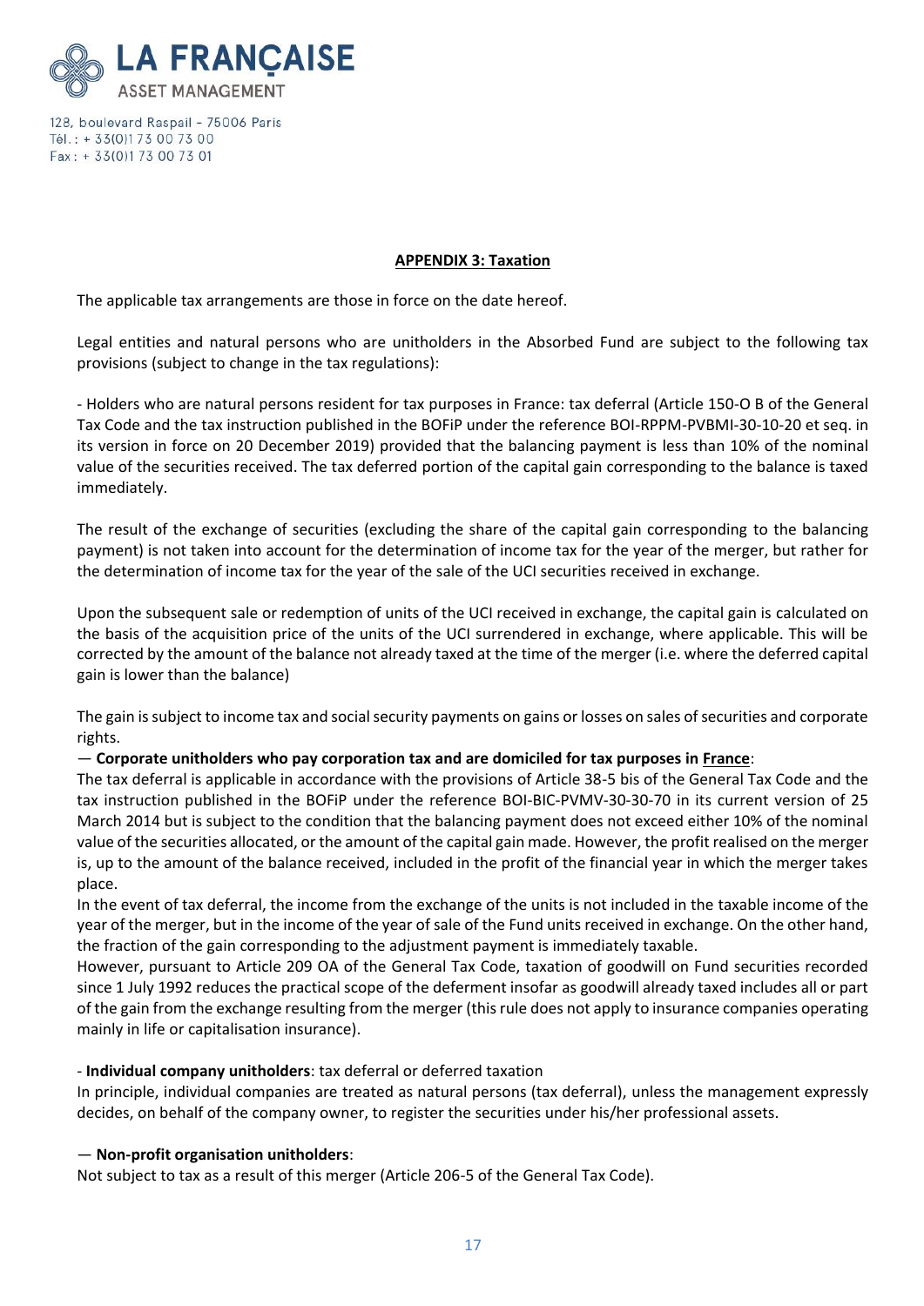LA FRANÇAISE
ASSET MANAGEMENT

128, boulevard Raspail - 75006 Paris
Tél. : + 33(0)1 73 00 73 00
Fax : + 33(0)1 73 00 73 01

## APPENDIX 3: Taxation

The applicable tax arrangements are those in force on the date hereof.

Legal entities and natural persons who are unitholders in the Absorbed Fund are subject to the following tax provisions (subject to change in the tax regulations):

- Holders who are natural persons resident for tax purposes in France: tax deferral (Article 150-O B of the General Tax Code and the tax instruction published in the BOFiP under the reference BOI-RPPM-PVBMI-30-10-20 et seq. in its version in force on 20 December 2019) provided that the balancing payment is less than 10% of the nominal value of the securities received. The tax deferred portion of the capital gain corresponding to the balance is taxed immediately.

The result of the exchange of securities (excluding the share of the capital gain corresponding to the balancing payment) is not taken into account for the determination of income tax for the year of the merger, but rather for the determination of income tax for the year of the sale of the UCI securities received in exchange.

Upon the subsequent sale or redemption of units of the UCI received in exchange, the capital gain is calculated on the basis of the acquisition price of the units of the UCI surrendered in exchange, where applicable. This will be corrected by the amount of the balance not already taxed at the time of the merger (i.e. where the deferred capital gain is lower than the balance)

The gain is subject to income tax and social security payments on gains or losses on sales of securities and corporate rights.

— **Corporate unitholders who pay corporation tax and are domiciled for tax purposes in France**:
The tax deferral is applicable in accordance with the provisions of Article 38-5 bis of the General Tax Code and the tax instruction published in the BOFiP under the reference BOI-BIC-PVMV-30-30-70 in its current version of 25 March 2014 but is subject to the condition that the balancing payment does not exceed either 10% of the nominal value of the securities allocated, or the amount of the capital gain made. However, the profit realised on the merger is, up to the amount of the balance received, included in the profit of the financial year in which the merger takes place.
In the event of tax deferral, the income from the exchange of the units is not included in the taxable income of the year of the merger, but in the income of the year of sale of the Fund units received in exchange. On the other hand, the fraction of the gain corresponding to the adjustment payment is immediately taxable.
However, pursuant to Article 209 OA of the General Tax Code, taxation of goodwill on Fund securities recorded since 1 July 1992 reduces the practical scope of the deferment insofar as goodwill already taxed includes all or part of the gain from the exchange resulting from the merger (this rule does not apply to insurance companies operating mainly in life or capitalisation insurance).

- **Individual company unitholders**: tax deferral or deferred taxation
In principle, individual companies are treated as natural persons (tax deferral), unless the management expressly decides, on behalf of the company owner, to register the securities under his/her professional assets.

— **Non-profit organisation unitholders**:
Not subject to tax as a result of this merger (Article 206-5 of the General Tax Code).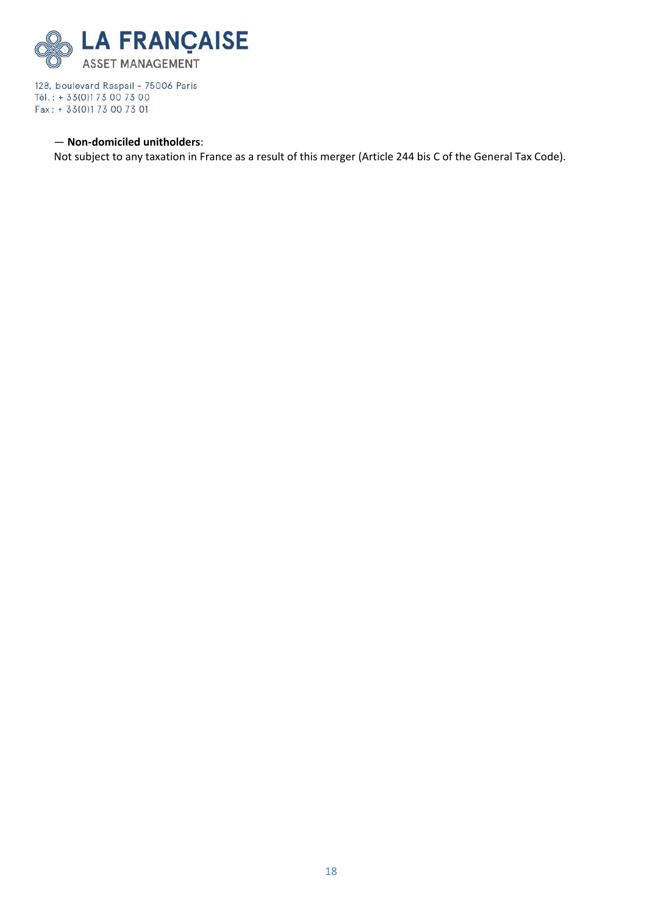— **Non-domiciled unitholders**:

Not subject to any taxation in France as a result of this merger (Article 244 bis C of the General Tax Code).